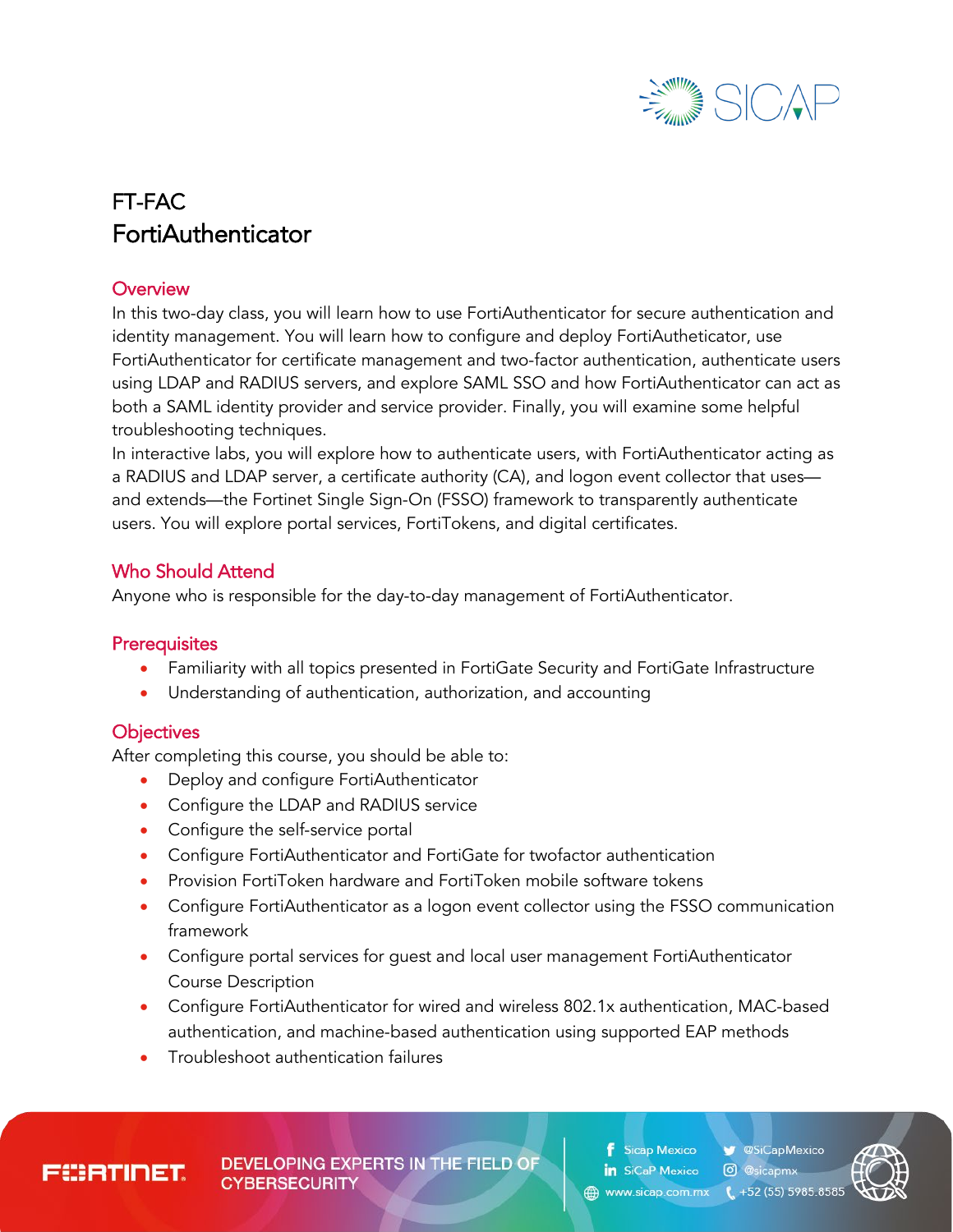# FT-FAC
# FortiAuthenticator

## Overview

In this two-day class, you will learn how to use FortiAuthenticator for secure authentication and identity management. You will learn how to configure and deploy FortiAutheticator, use FortiAuthenticator for certificate management and two-factor authentication, authenticate users using LDAP and RADIUS servers, and explore SAML SSO and how FortiAuthenticator can act as both a SAML identity provider and service provider. Finally, you will examine some helpful troubleshooting techniques.

In interactive labs, you will explore how to authenticate users, with FortiAuthenticator acting as a RADIUS and LDAP server, a certificate authority (CA), and logon event collector that uses—and extends—the Fortinet Single Sign-On (FSSO) framework to transparently authenticate users. You will explore portal services, FortiTokens, and digital certificates.

## Who Should Attend

Anyone who is responsible for the day-to-day management of FortiAuthenticator.

## Prerequisites

- Familiarity with all topics presented in FortiGate Security and FortiGate Infrastructure
- Understanding of authentication, authorization, and accounting

## Objectives

After completing this course, you should be able to:

- Deploy and configure FortiAuthenticator
- Configure the LDAP and RADIUS service
- Configure the self-service portal
- Configure FortiAuthenticator and FortiGate for twofactor authentication
- Provision FortiToken hardware and FortiToken mobile software tokens
- Configure FortiAuthenticator as a logon event collector using the FSSO communication framework
- Configure portal services for guest and local user management FortiAuthenticator Course Description
- Configure FortiAuthenticator for wired and wireless 802.1x authentication, MAC-based authentication, and machine-based authentication using supported EAP methods
- Troubleshoot authentication failures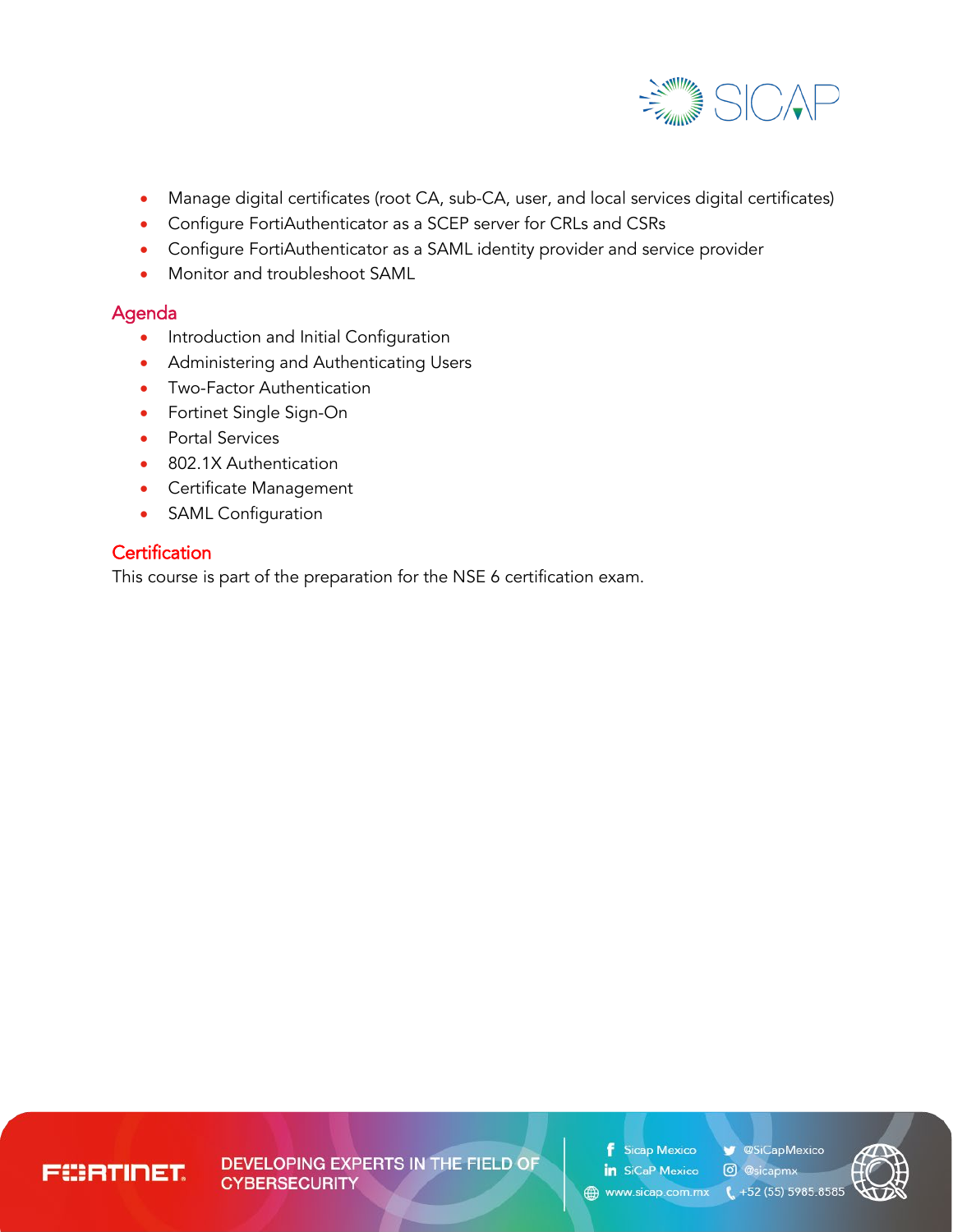- Manage digital certificates (root CA, sub-CA, user, and local services digital certificates)
- Configure FortiAuthenticator as a SCEP server for CRLs and CSRs
- Configure FortiAuthenticator as a SAML identity provider and service provider
- Monitor and troubleshoot SAML

## Agenda

- Introduction and Initial Configuration
- Administering and Authenticating Users
- Two-Factor Authentication
- Fortinet Single Sign-On
- Portal Services
- 802.1X Authentication
- Certificate Management
- SAML Configuration

## Certification

This course is part of the preparation for the NSE 6 certification exam.